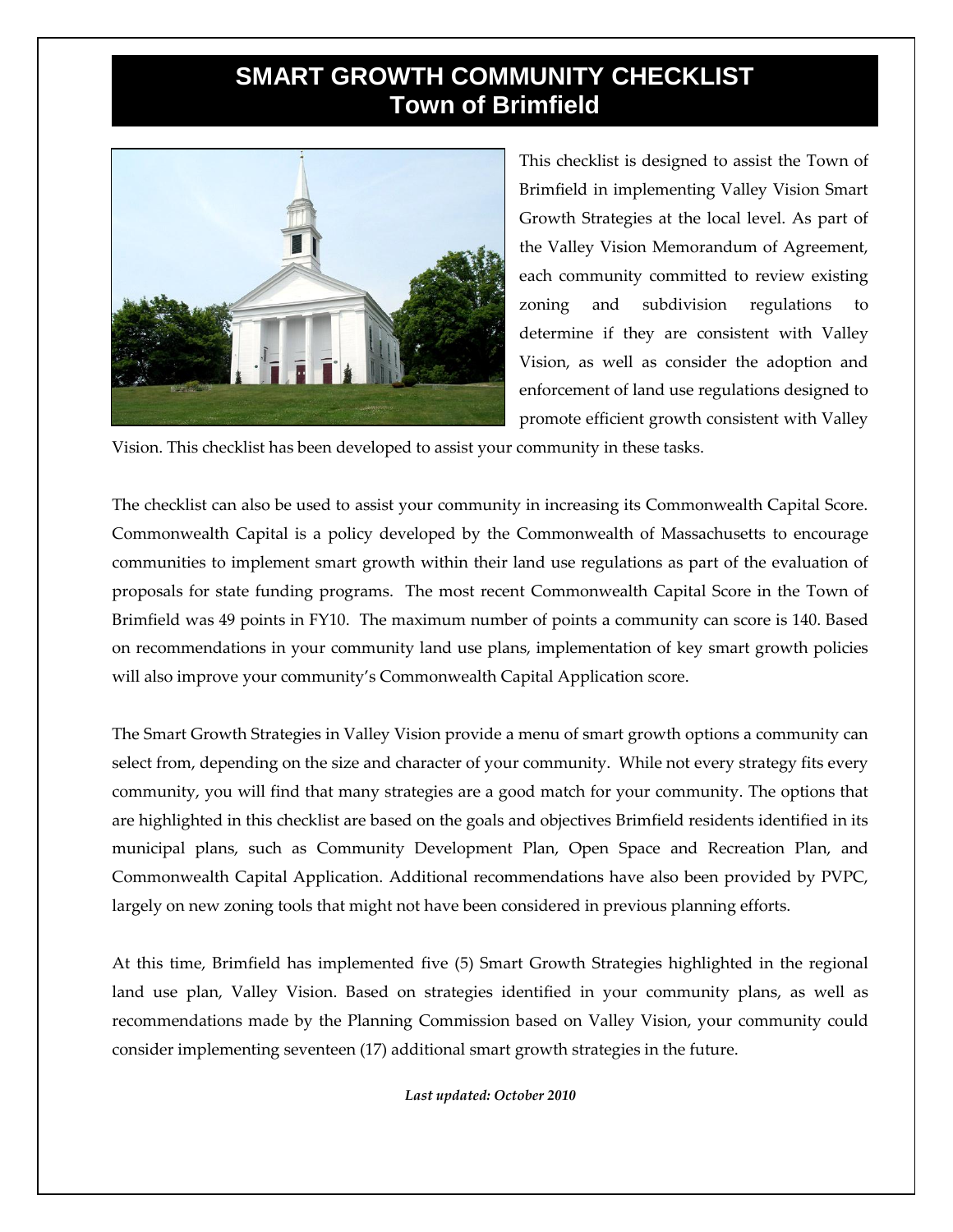# SMART GROWTH COMMUNITY CHECKLIST
## Town of Brimfield

This checklist is designed to assist the Town of Brimfield in implementing Valley Vision Smart Growth Strategies at the local level. As part of the Valley Vision Memorandum of Agreement, each community committed to review existing zoning and subdivision regulations to determine if they are consistent with Valley Vision, as well as consider the adoption and enforcement of land use regulations designed to promote efficient growth consistent with Valley Vision. This checklist has been developed to assist your community in these tasks.

The checklist can also be used to assist your community in increasing its Commonwealth Capital Score. Commonwealth Capital is a policy developed by the Commonwealth of Massachusetts to encourage communities to implement smart growth within their land use regulations as part of the evaluation of proposals for state funding programs. The most recent Commonwealth Capital Score in the Town of Brimfield was 49 points in FY10. The maximum number of points a community can score is 140. Based on recommendations in your community land use plans, implementation of key smart growth policies will also improve your community's Commonwealth Capital Application score.

The Smart Growth Strategies in Valley Vision provide a menu of smart growth options a community can select from, depending on the size and character of your community. While not every strategy fits every community, you will find that many strategies are a good match for your community. The options that are highlighted in this checklist are based on the goals and objectives Brimfield residents identified in its municipal plans, such as Community Development Plan, Open Space and Recreation Plan, and Commonwealth Capital Application. Additional recommendations have also been provided by PVPC, largely on new zoning tools that might not have been considered in previous planning efforts.

At this time, Brimfield has implemented five (5) Smart Growth Strategies highlighted in the regional land use plan, Valley Vision. Based on strategies identified in your community plans, as well as recommendations made by the Planning Commission based on Valley Vision, your community could consider implementing seventeen (17) additional smart growth strategies in the future.

***Last updated: October 2010***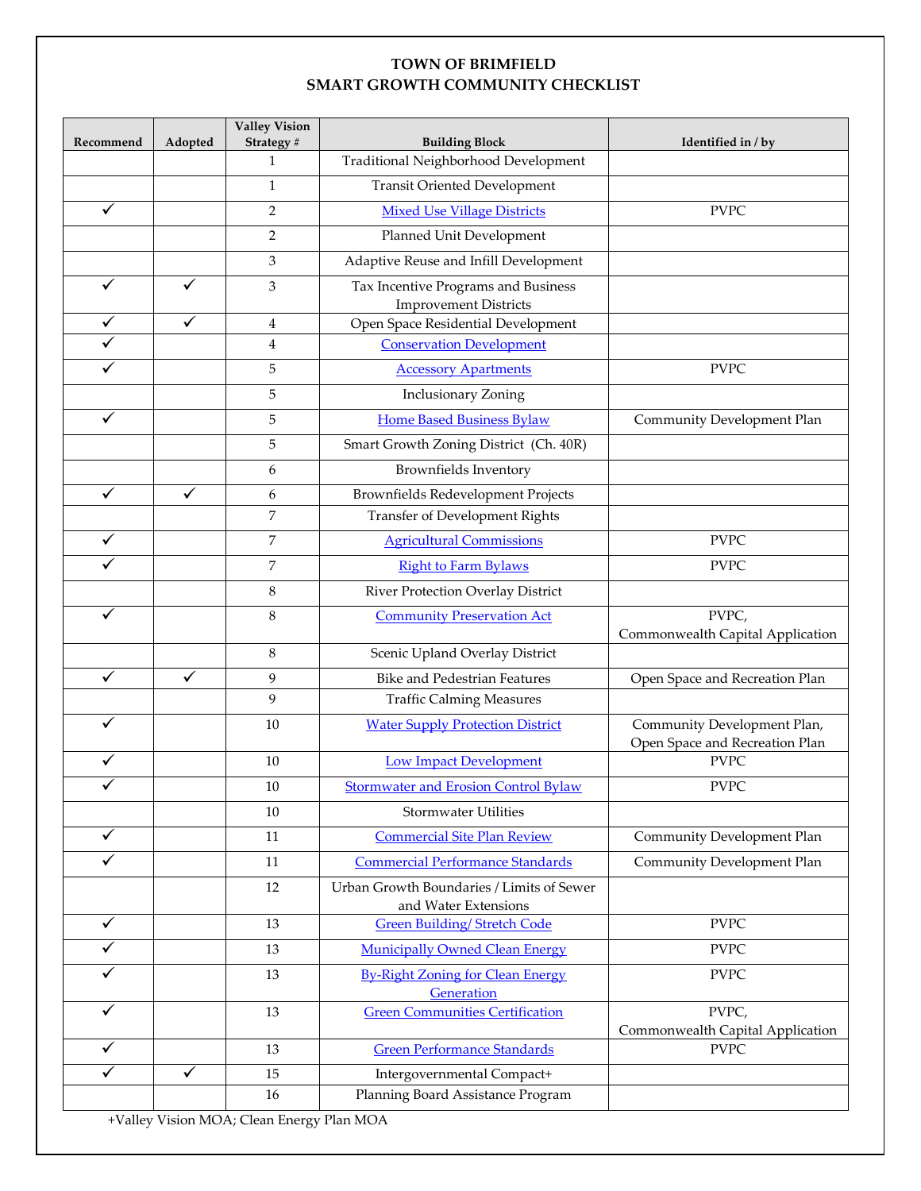**TOWN OF BRIMFIELD**
**SMART GROWTH COMMUNITY CHECKLIST**

| Recommend | Adopted | Valley Vision Strategy # | Building Block | Identified in / by |
|---|---|---|---|---|
| | | 1 | Traditional Neighborhood Development | |
| | | 1 | Transit Oriented Development | |
| ✓ | | 2 | Mixed Use Village Districts | PVPC |
| | | 2 | Planned Unit Development | |
| | | 3 | Adaptive Reuse and Infill Development | |
| ✓ | ✓ | 3 | Tax Incentive Programs and Business Improvement Districts | |
| ✓ | ✓ | 4 | Open Space Residential Development | |
| ✓ | | 4 | Conservation Development | |
| ✓ | | 5 | Accessory Apartments | PVPC |
| | | 5 | Inclusionary Zoning | |
| ✓ | | 5 | Home Based Business Bylaw | Community Development Plan |
| | | 5 | Smart Growth Zoning District (Ch. 40R) | |
| | | 6 | Brownfields Inventory | |
| ✓ | ✓ | 6 | Brownfields Redevelopment Projects | |
| | | 7 | Transfer of Development Rights | |
| ✓ | | 7 | Agricultural Commissions | PVPC |
| ✓ | | 7 | Right to Farm Bylaws | PVPC |
| | | 8 | River Protection Overlay District | |
| ✓ | | 8 | Community Preservation Act | PVPC, Commonwealth Capital Application |
| | | 8 | Scenic Upland Overlay District | |
| ✓ | ✓ | 9 | Bike and Pedestrian Features | Open Space and Recreation Plan |
| | | 9 | Traffic Calming Measures | |
| ✓ | | 10 | Water Supply Protection District | Community Development Plan, Open Space and Recreation Plan |
| ✓ | | 10 | Low Impact Development | PVPC |
| ✓ | | 10 | Stormwater and Erosion Control Bylaw | PVPC |
| | | 10 | Stormwater Utilities | |
| ✓ | | 11 | Commercial Site Plan Review | Community Development Plan |
| ✓ | | 11 | Commercial Performance Standards | Community Development Plan |
| | | 12 | Urban Growth Boundaries / Limits of Sewer and Water Extensions | |
| ✓ | | 13 | Green Building/ Stretch Code | PVPC |
| ✓ | | 13 | Municipally Owned Clean Energy | PVPC |
| ✓ | | 13 | By-Right Zoning for Clean Energy Generation | PVPC |
| ✓ | | 13 | Green Communities Certification | PVPC, Commonwealth Capital Application |
| ✓ | | 13 | Green Performance Standards | PVPC |
| ✓ | ✓ | 15 | Intergovernmental Compact+ | |
| | | 16 | Planning Board Assistance Program | |

+Valley Vision MOA; Clean Energy Plan MOA